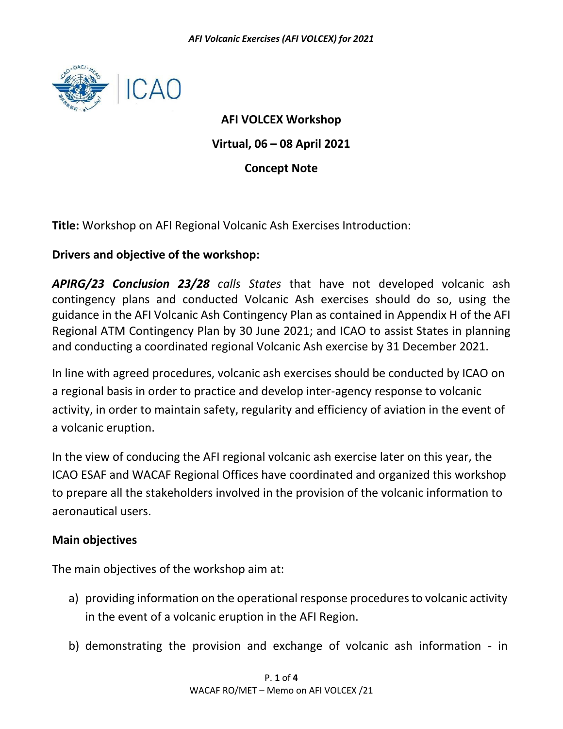**AFI VOLCEX Workshop**

**Virtual, 06 – 08 April 2021**

**Concept Note**

**Title:** Workshop on AFI Regional Volcanic Ash Exercises Introduction:

**Drivers and objective of the workshop:**

***APIRG/23 Conclusion 23/28*** *calls States* that have not developed volcanic ash contingency plans and conducted Volcanic Ash exercises should do so, using the guidance in the AFI Volcanic Ash Contingency Plan as contained in Appendix H of the AFI Regional ATM Contingency Plan by 30 June 2021; and ICAO to assist States in planning and conducting a coordinated regional Volcanic Ash exercise by 31 December 2021.

In line with agreed procedures, volcanic ash exercises should be conducted by ICAO on a regional basis in order to practice and develop inter-agency response to volcanic activity, in order to maintain safety, regularity and efficiency of aviation in the event of a volcanic eruption.

In the view of conducing the AFI regional volcanic ash exercise later on this year, the ICAO ESAF and WACAF Regional Offices have coordinated and organized this workshop to prepare all the stakeholders involved in the provision of the volcanic information to aeronautical users.

**Main objectives**

The main objectives of the workshop aim at:

a) providing information on the operational response procedures to volcanic activity in the event of a volcanic eruption in the AFI Region.

b) demonstrating the provision and exchange of volcanic ash information - in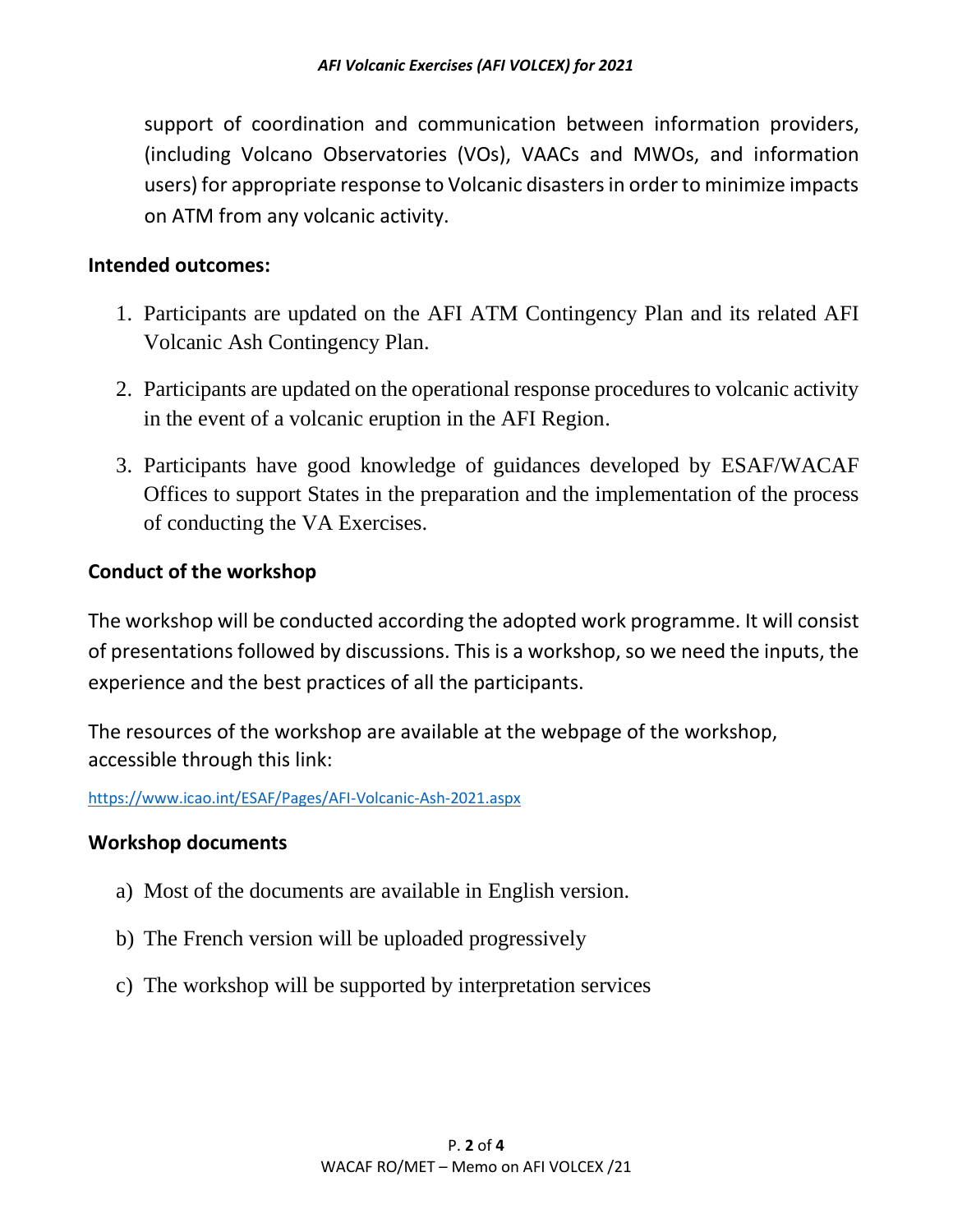support of coordination and communication between information providers, (including Volcano Observatories (VOs), VAACs and MWOs, and information users) for appropriate response to Volcanic disasters in order to minimize impacts on ATM from any volcanic activity.

**Intended outcomes:**

1. Participants are updated on the AFI ATM Contingency Plan and its related AFI Volcanic Ash Contingency Plan.
2. Participants are updated on the operational response procedures to volcanic activity in the event of a volcanic eruption in the AFI Region.
3. Participants have good knowledge of guidances developed by ESAF/WACAF Offices to support States in the preparation and the implementation of the process of conducting the VA Exercises.

**Conduct of the workshop**

The workshop will be conducted according the adopted work programme. It will consist of presentations followed by discussions. This is a workshop, so we need the inputs, the experience and the best practices of all the participants.

The resources of the workshop are available at the webpage of the workshop, accessible through this link:

https://www.icao.int/ESAF/Pages/AFI-Volcanic-Ash-2021.aspx

**Workshop documents**

a) Most of the documents are available in English version.
b) The French version will be uploaded progressively
c) The workshop will be supported by interpretation services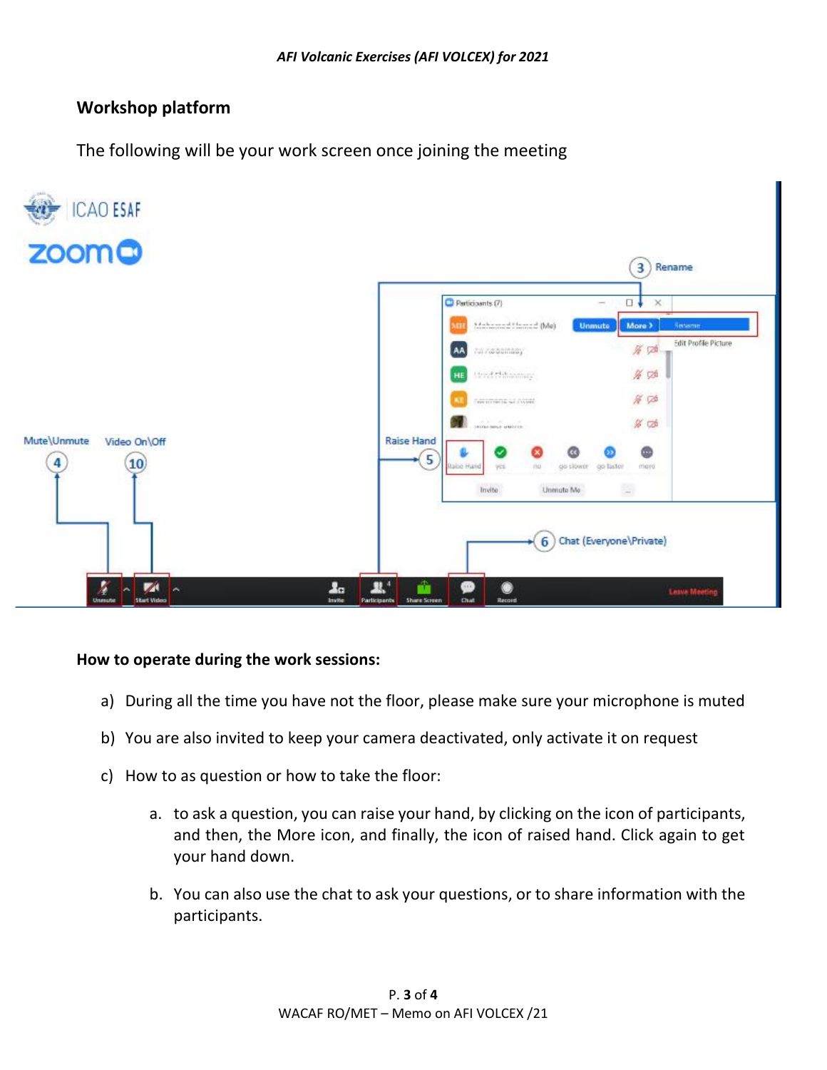## Workshop platform

The following will be your work screen once joining the meeting

**How to operate during the work sessions:**

a) During all the time you have not the floor, please make sure your microphone is muted

b) You are also invited to keep your camera deactivated, only activate it on request

c) How to as question or how to take the floor:

   a. to ask a question, you can raise your hand, by clicking on the icon of participants, and then, the More icon, and finally, the icon of raised hand. Click again to get your hand down.

   b. You can also use the chat to ask your questions, or to share information with the participants.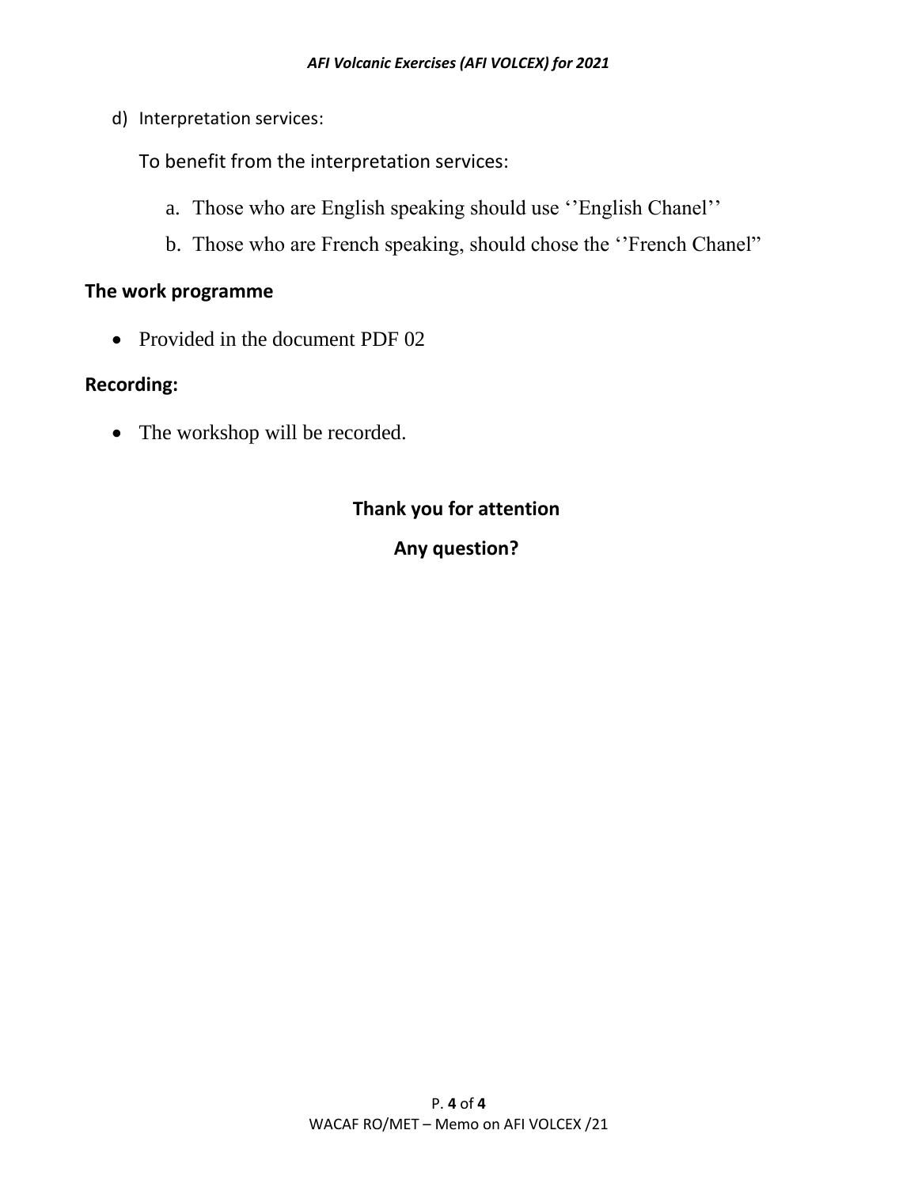d) Interpretation services:

To benefit from the interpretation services:

a. Those who are English speaking should use ''English Chanel''
b. Those who are French speaking, should chose the ''French Chanel"

**The work programme**

- Provided in the document PDF 02

**Recording:**

- The workshop will be recorded.

**Thank you for attention**

**Any question?**